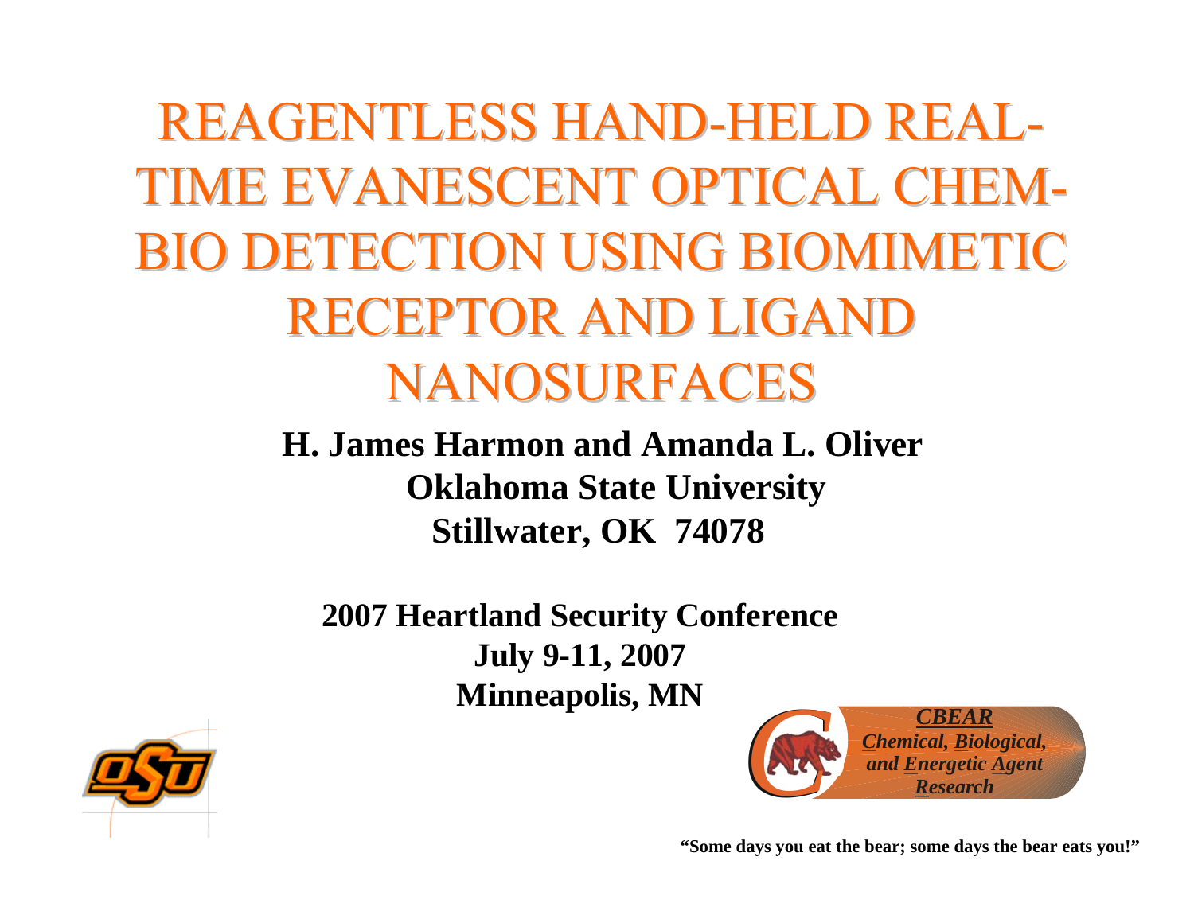# REAGENTLESS HAND-HELD REAL-TIME EVANESCENT OPTICAL CHEM-BIO DETECTION USING BIOMIMETIC RECEPTOR AND LIGAND NANOSURFACES

**H. James Harmon and Amanda L. Oliver**
**Oklahoma State University**
**Stillwater, OK 74078**

**2007 Heartland Security Conference**
**July 9-11, 2007**
**Minneapolis, MN**

***CBEAR***
***Chemical, Biological, and Energetic Agent Research***

**"Some days you eat the bear; some days the bear eats you!"**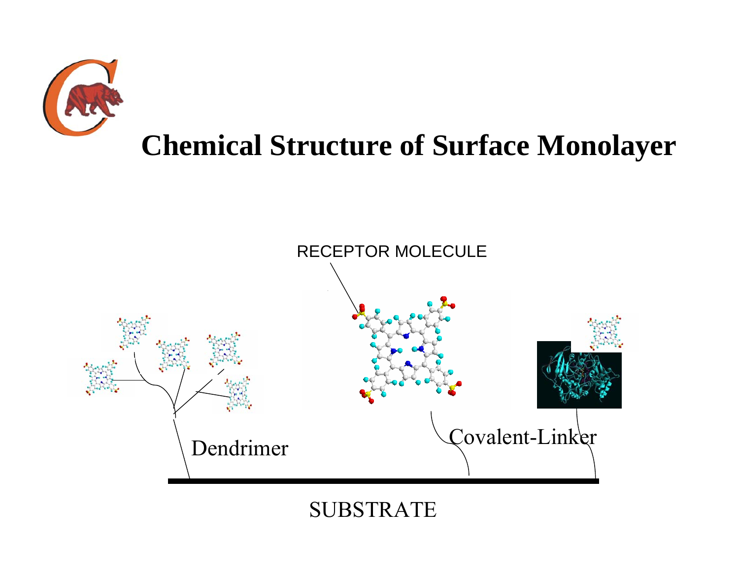# Chemical Structure of Surface Monolayer

RECEPTOR MOLECULE

Dendrimer

Covalent-Linker

SUBSTRATE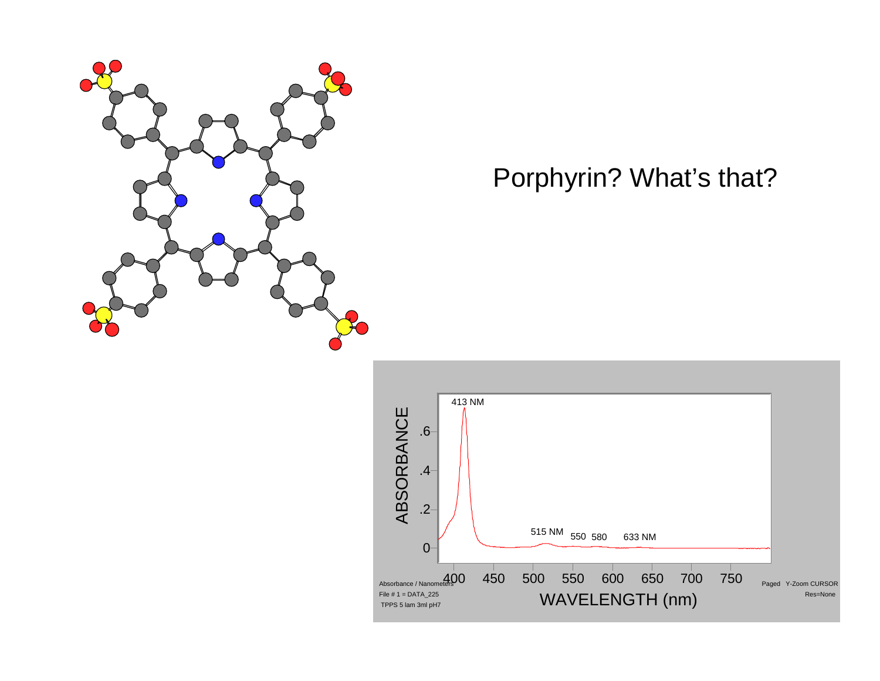Porphyrin? What's that?

413 NM

515 NM  550  580  633 NM

ABSORBANCE

WAVELENGTH (nm)

Absorbance / Nanometers

File # 1 = DATA_225

TPPS 5 lam 3ml pH7

Paged  Y-Zoom CURSOR

Res=None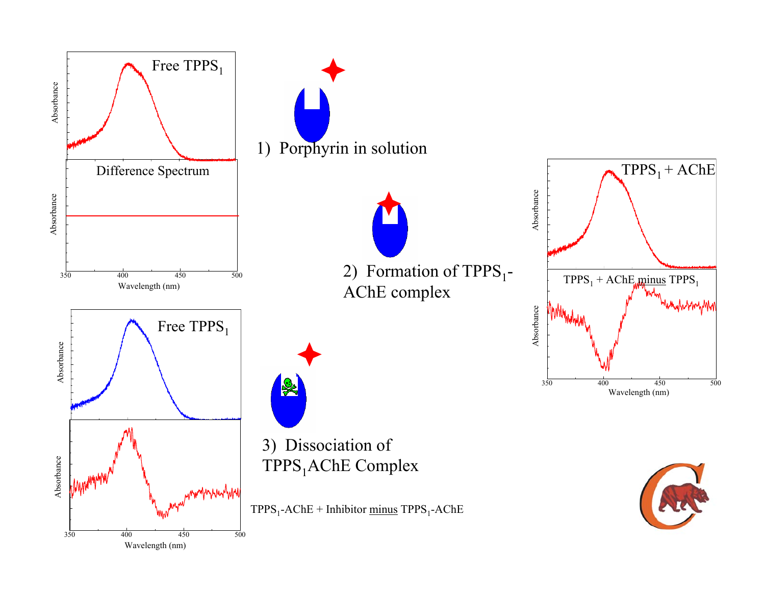Free $TPPS_1$

Difference Spectrum

1) Porphyrin in solution

2) Formation of $TPPS_1$-AChE complex

$TPPS_1$ + AChE

$TPPS_1$ + AChE minus $TPPS_1$

Free $TPPS_1$

3) Dissociation of $TPPS_1$AChE Complex

$TPPS_1$-AChE + Inhibitor minus $TPPS_1$-AChE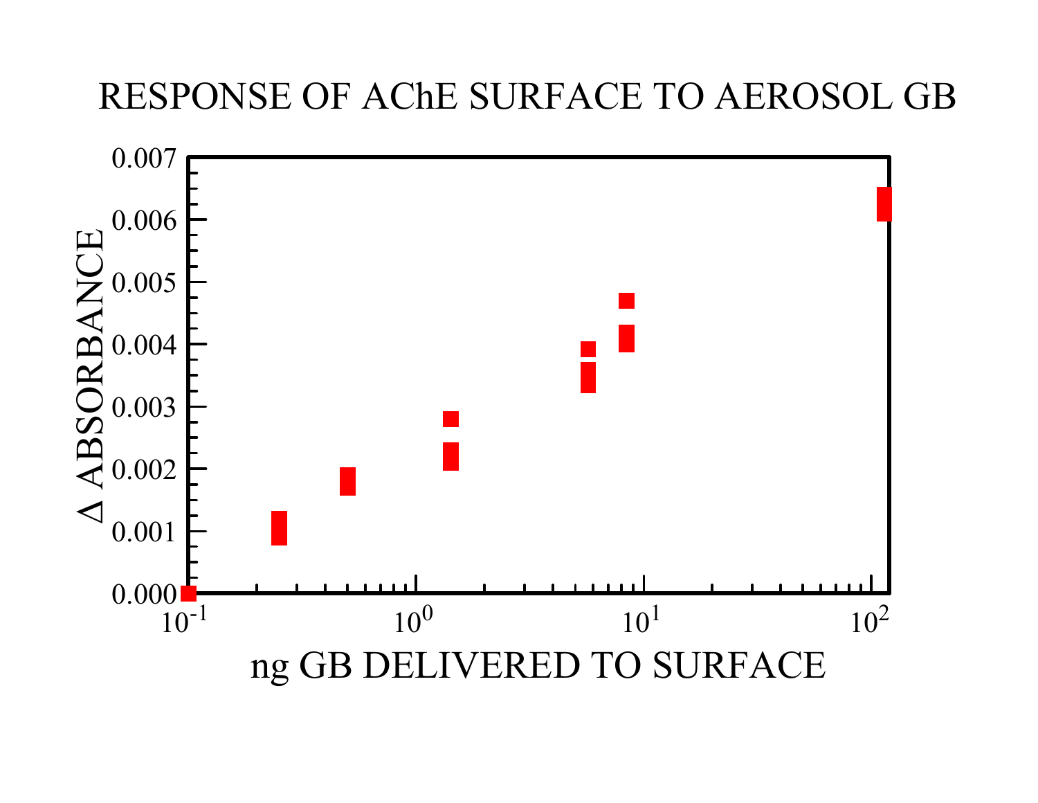RESPONSE OF AChE SURFACE TO AEROSOL GB

$\Delta$ ABSORBANCE

ng GB DELIVERED TO SURFACE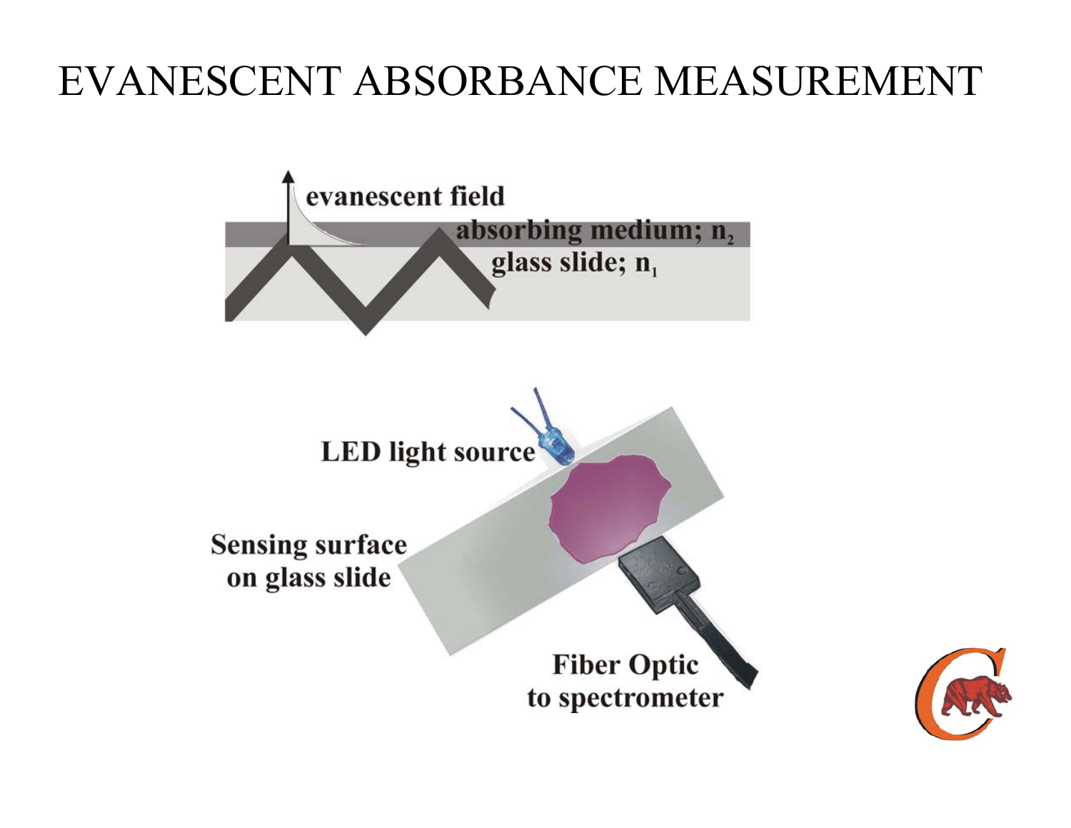# EVANESCENT ABSORBANCE MEASUREMENT

evanescent field

absorbing medium; $n_2$

glass slide; $n_1$

LED light source

Sensing surface on glass slide

Fiber Optic to spectrometer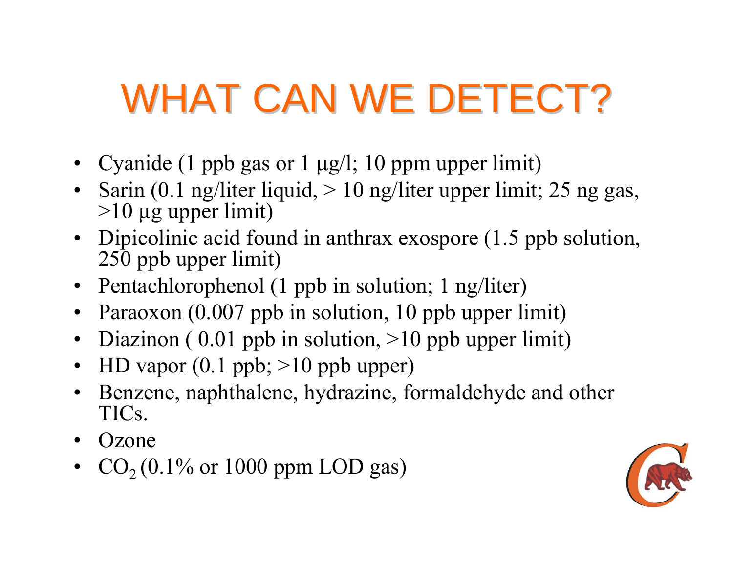# WHAT CAN WE DETECT?

- Cyanide (1 ppb gas or 1 μg/l; 10 ppm upper limit)
- Sarin (0.1 ng/liter liquid, > 10 ng/liter upper limit; 25 ng gas, >10 μg upper limit)
- Dipicolinic acid found in anthrax exospore (1.5 ppb solution, 250 ppb upper limit)
- Pentachlorophenol (1 ppb in solution; 1 ng/liter)
- Paraoxon (0.007 ppb in solution, 10 ppb upper limit)
- Diazinon ( 0.01 ppb in solution, >10 ppb upper limit)
- HD vapor (0.1 ppb; >10 ppb upper)
- Benzene, naphthalene, hydrazine, formaldehyde and other TICs.
- Ozone
- $CO_2$ (0.1% or 1000 ppm LOD gas)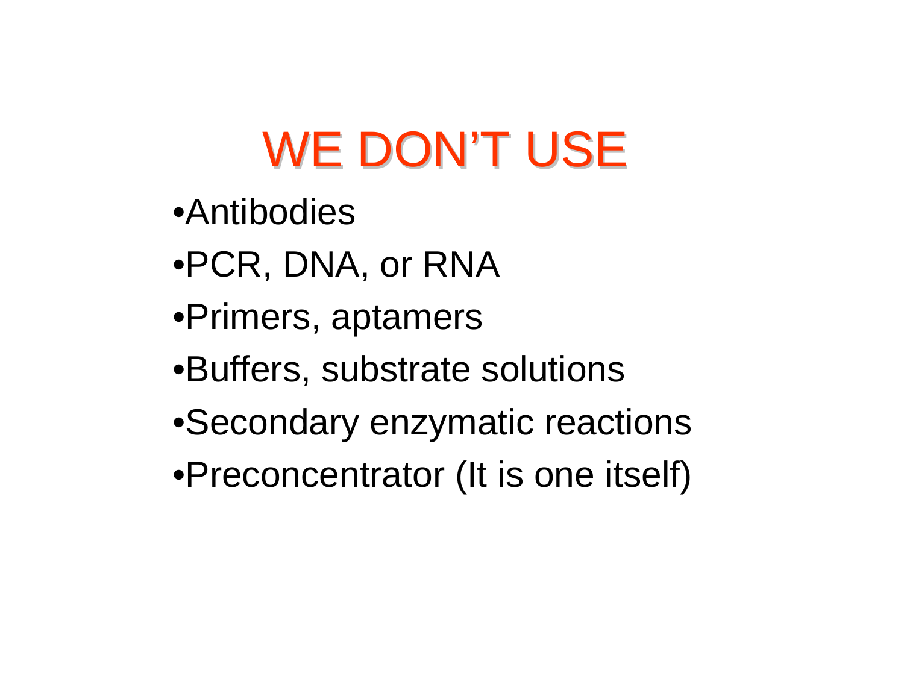# WE DON'T USE

- Antibodies
- PCR, DNA, or RNA
- Primers, aptamers
- Buffers, substrate solutions
- Secondary enzymatic reactions
- Preconcentrator (It is one itself)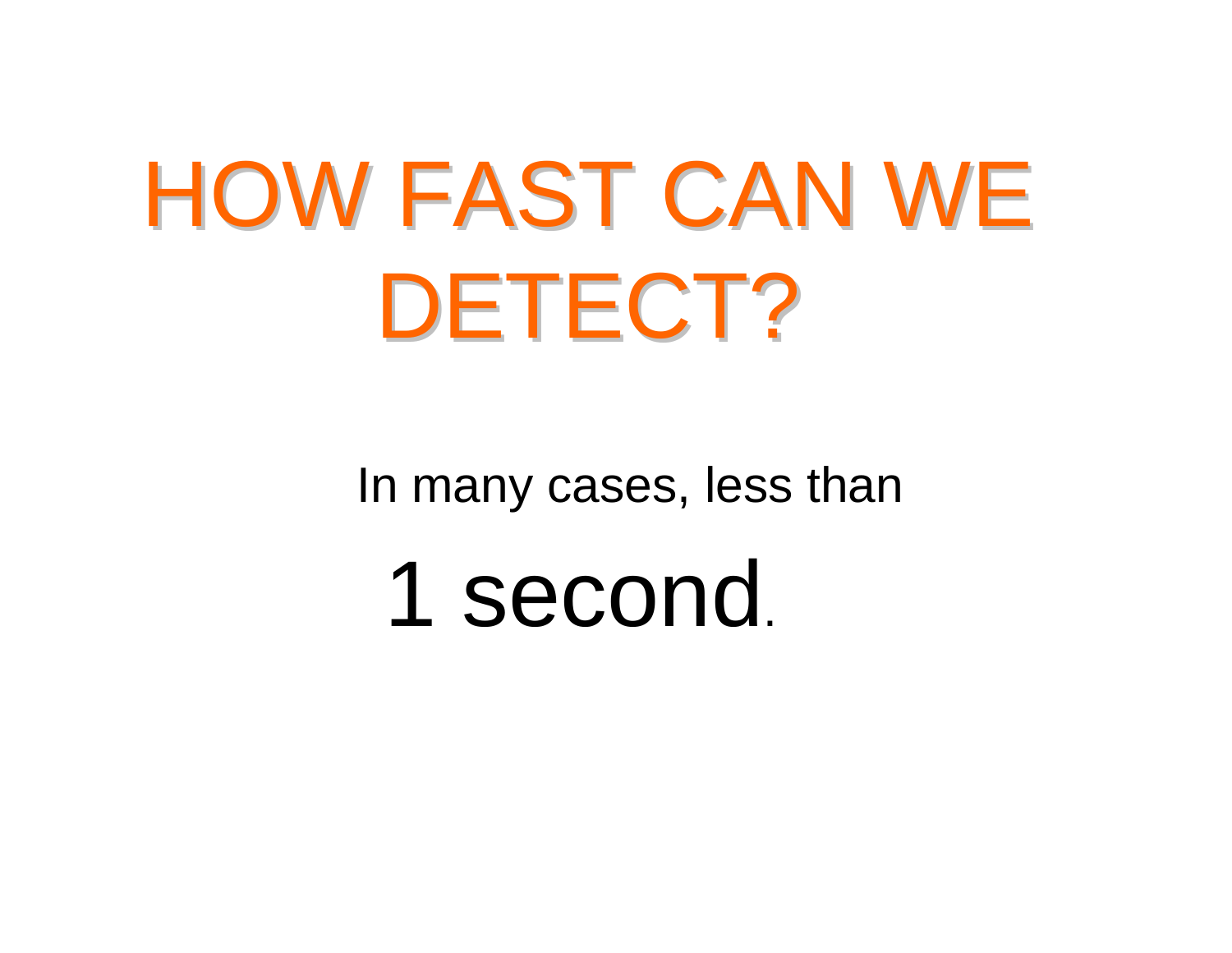# HOW FAST CAN WE DETECT?

In many cases, less than

**1 second.**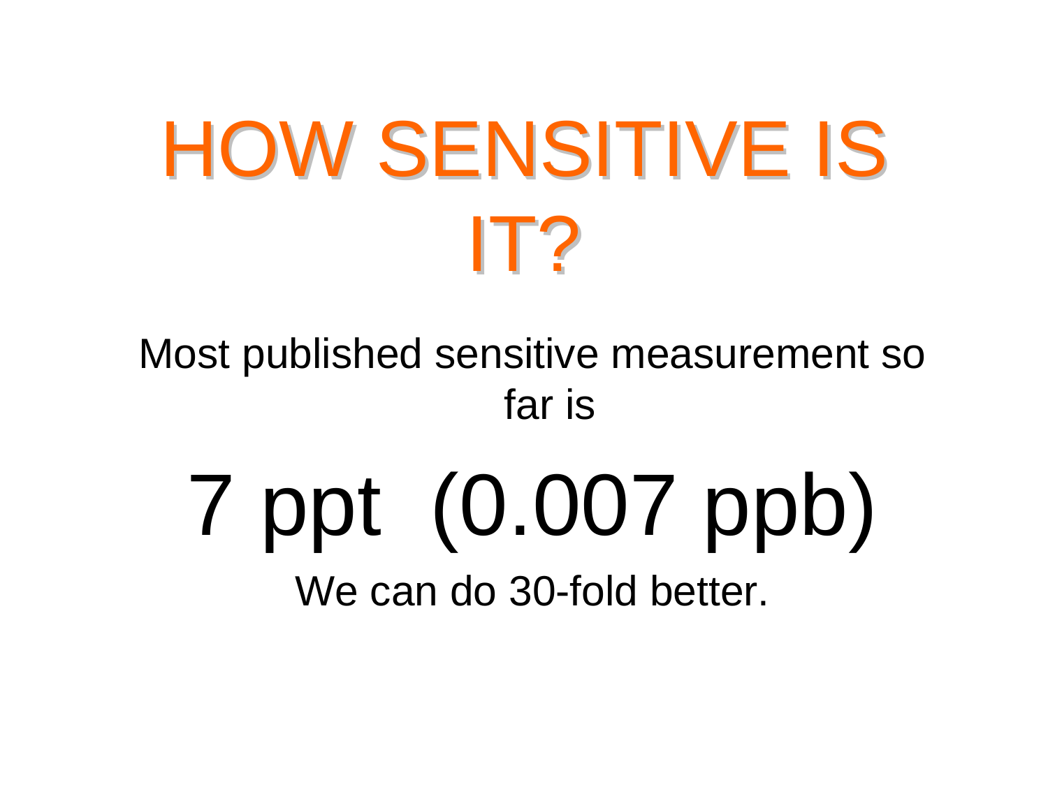# HOW SENSITIVE IS IT?

Most published sensitive measurement so far is

## 7 ppt (0.007 ppb)

We can do 30-fold better.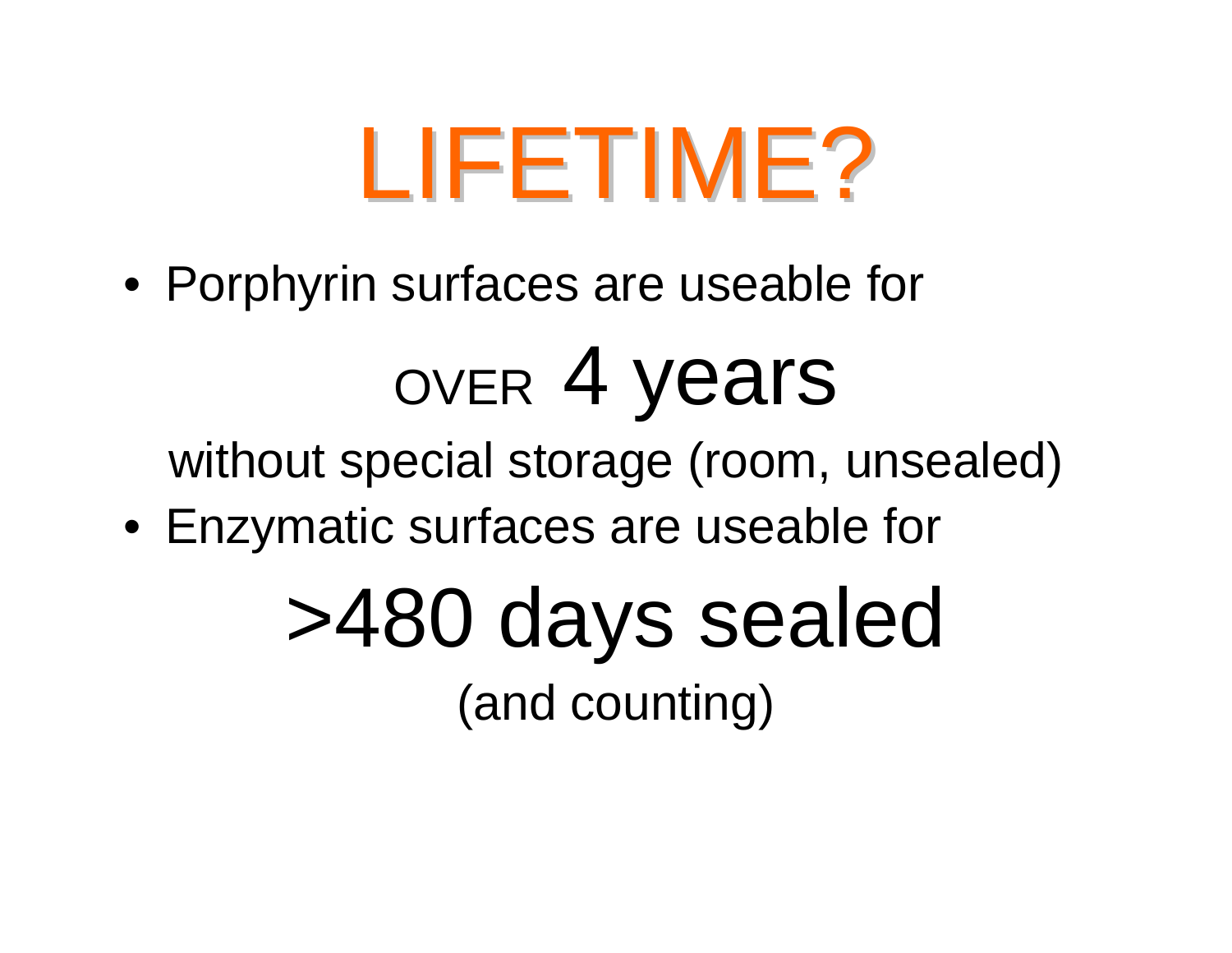# LIFETIME?

- Porphyrin surfaces are useable for

  OVER 4 years

  without special storage (room, unsealed)

- Enzymatic surfaces are useable for

  >480 days sealed

  (and counting)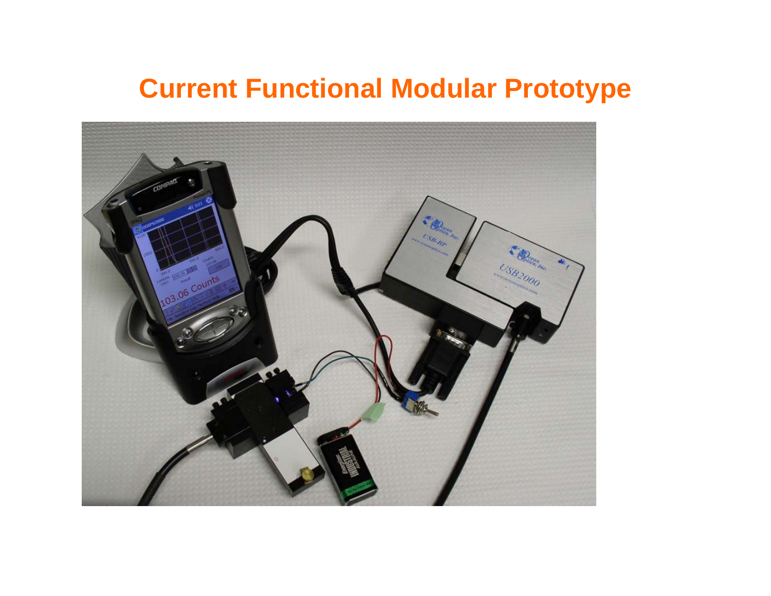# Current Functional Modular Prototype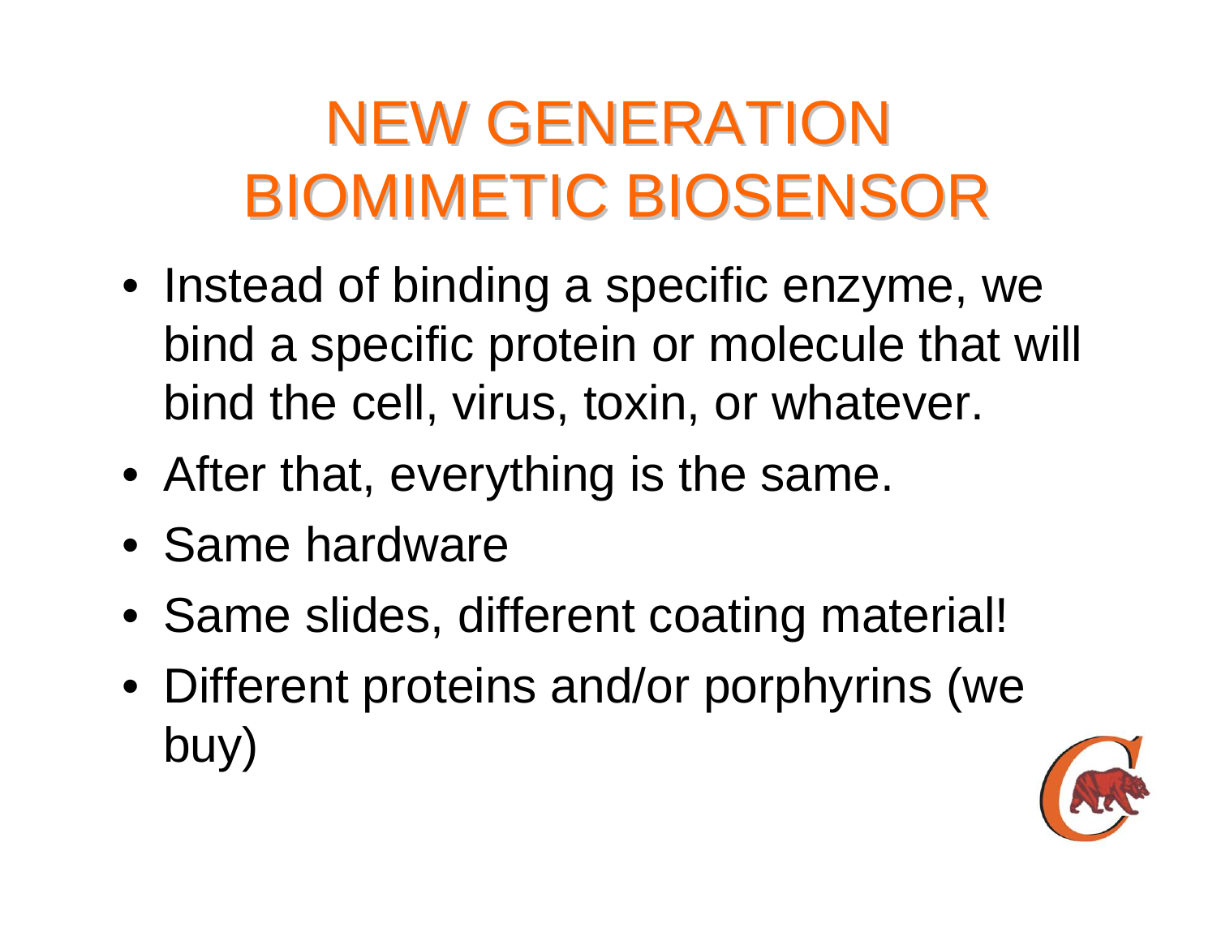# NEW GENERATION BIOMIMETIC BIOSENSOR

- Instead of binding a specific enzyme, we bind a specific protein or molecule that will bind the cell, virus, toxin, or whatever.
- After that, everything is the same.
- Same hardware
- Same slides, different coating material!
- Different proteins and/or porphyrins (we buy)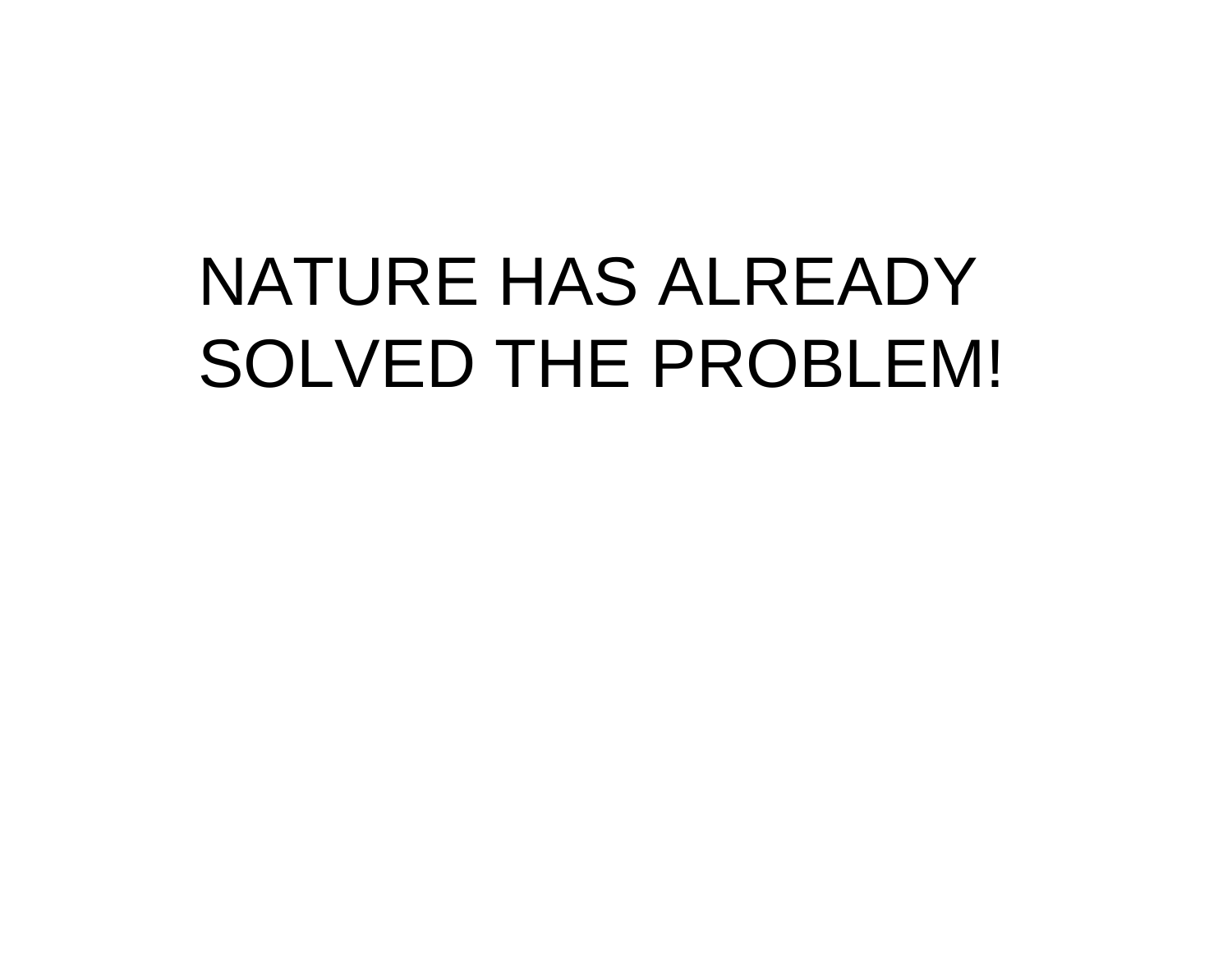NATURE HAS ALREADY SOLVED THE PROBLEM!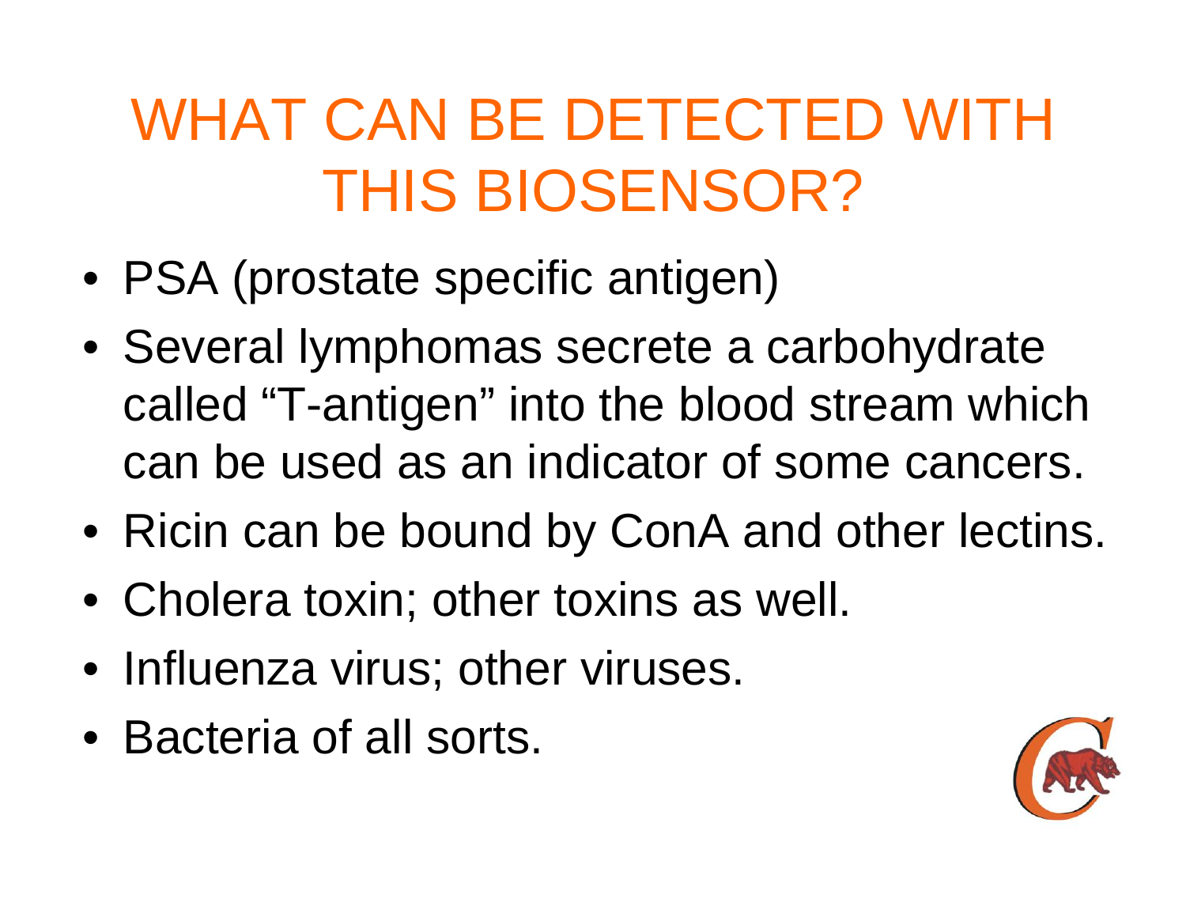# WHAT CAN BE DETECTED WITH THIS BIOSENSOR?

- PSA (prostate specific antigen)
- Several lymphomas secrete a carbohydrate called “T-antigen” into the blood stream which can be used as an indicator of some cancers.
- Ricin can be bound by ConA and other lectins.
- Cholera toxin; other toxins as well.
- Influenza virus; other viruses.
- Bacteria of all sorts.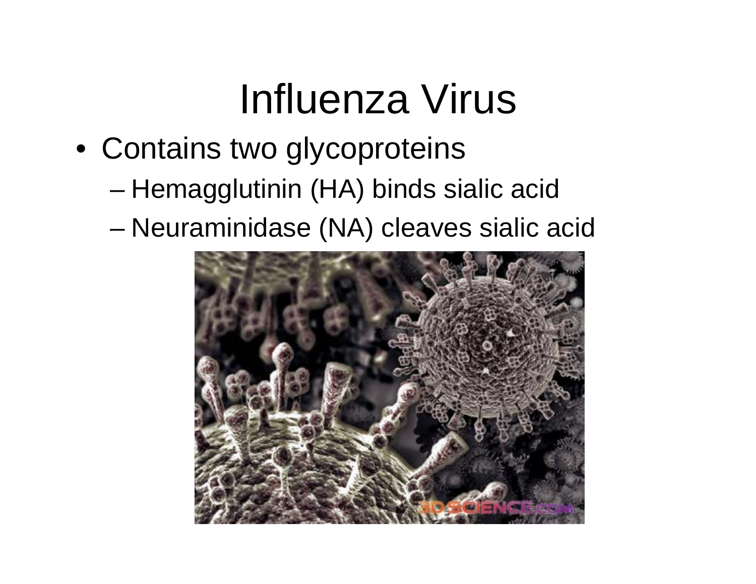# Influenza Virus

- Contains two glycoproteins
  - Hemagglutinin (HA) binds sialic acid
  - Neuraminidase (NA) cleaves sialic acid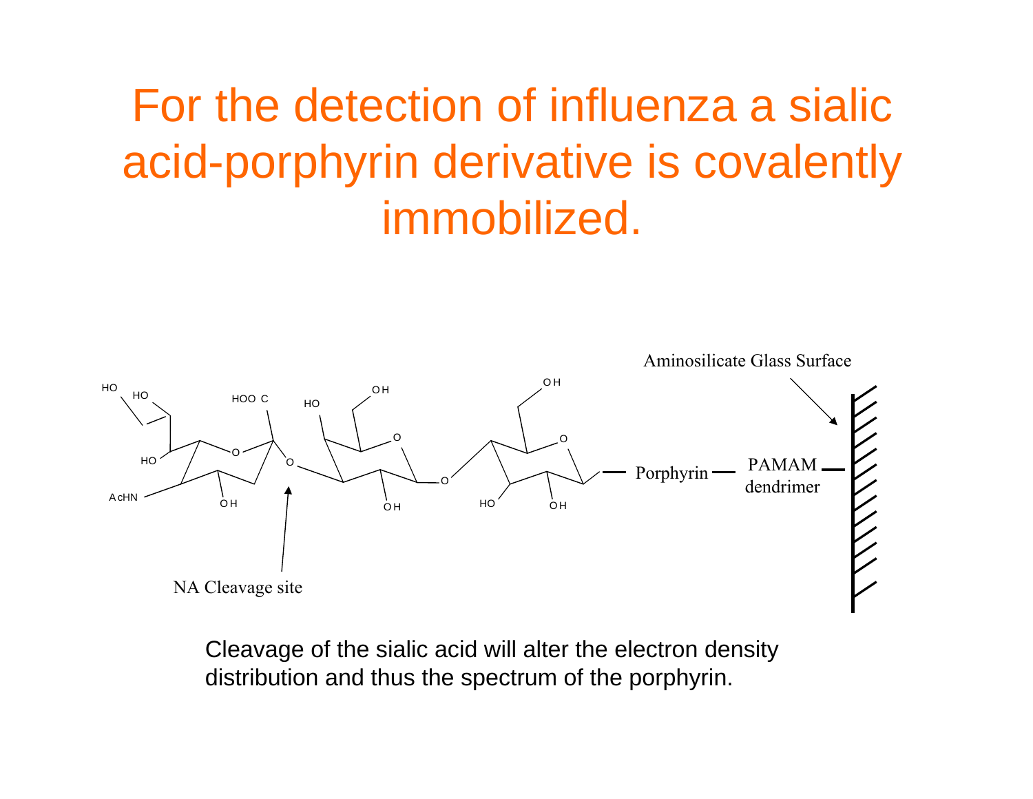# For the detection of influenza a sialic acid-porphyrin derivative is covalently immobilized.

Aminosilicate Glass Surface

Porphyrin — PAMAM dendrimer

NA Cleavage site

Cleavage of the sialic acid will alter the electron density distribution and thus the spectrum of the porphyrin.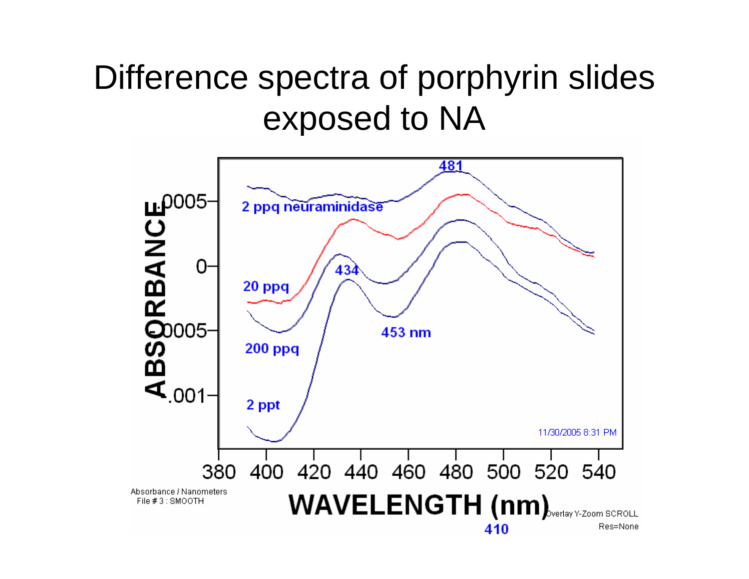# Difference spectra of porphyrin slides exposed to NA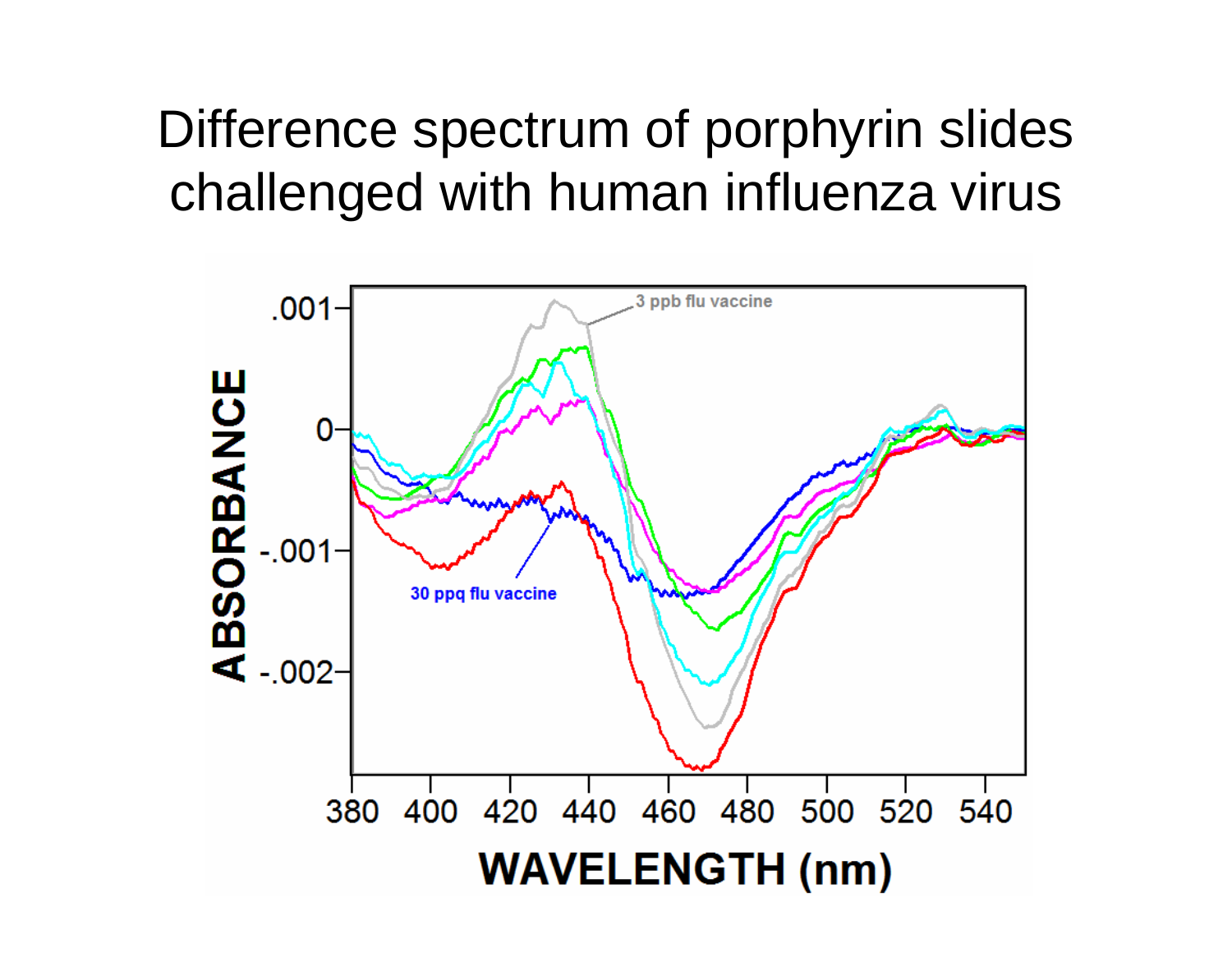# Difference spectrum of porphyrin slides challenged with human influenza virus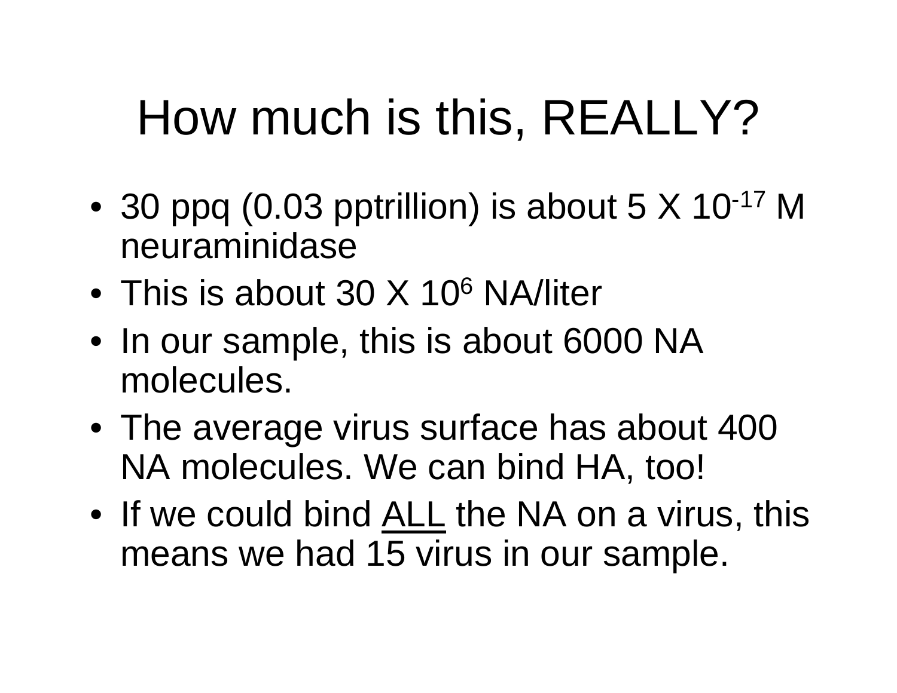# How much is this, REALLY?

- 30 ppq (0.03 pptrillion) is about $5 \times 10^{-17}$ M neuraminidase
- This is about $30 \times 10^{6}$ NA/liter
- In our sample, this is about 6000 NA molecules.
- The average virus surface has about 400 NA molecules. We can bind HA, too!
- If we could bind <u>ALL</u> the NA on a virus, this means we had 15 virus in our sample.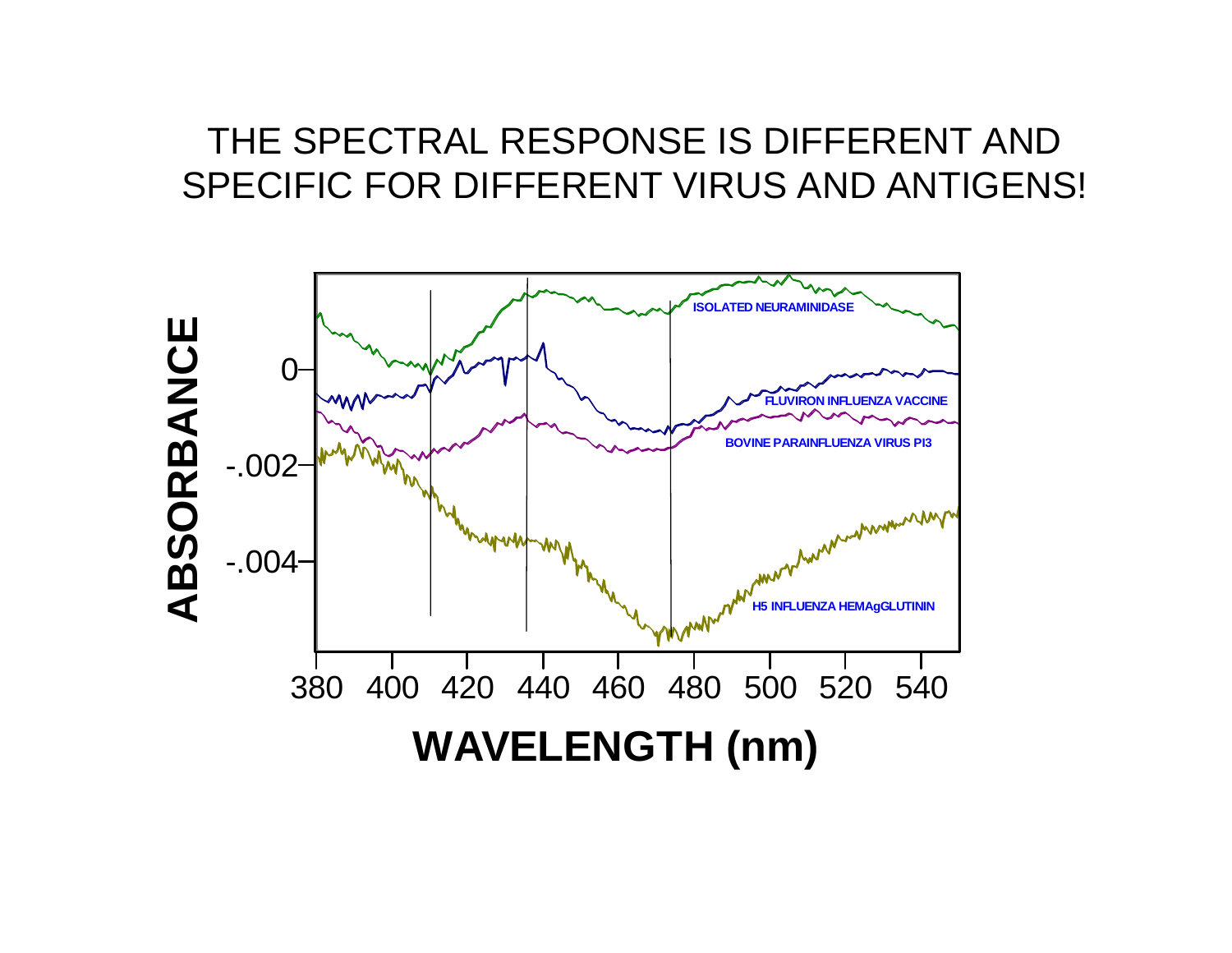# THE SPECTRAL RESPONSE IS DIFFERENT AND SPECIFIC FOR DIFFERENT VIRUS AND ANTIGENS!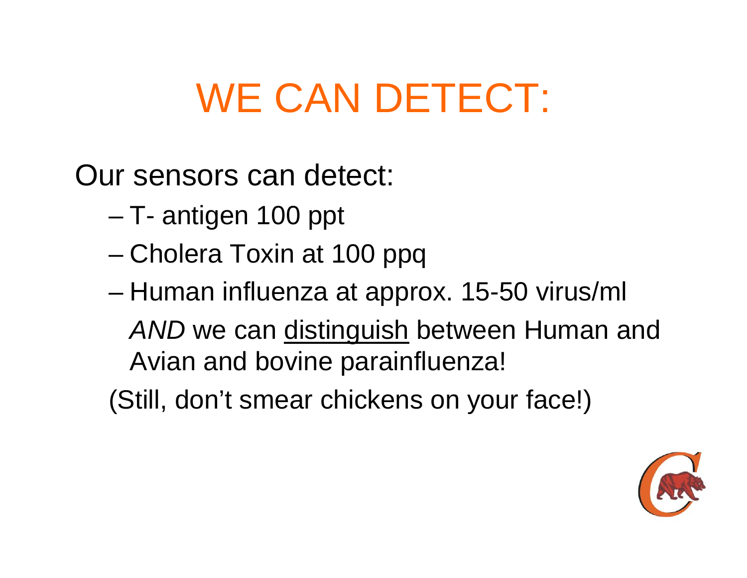# WE CAN DETECT:

Our sensors can detect:

- T- antigen 100 ppt
- Cholera Toxin at 100 ppq
- Human influenza at approx. 15-50 virus/ml

  *AND* we can <u>distinguish</u> between Human and Avian and bovine parainfluenza!

(Still, don't smear chickens on your face!)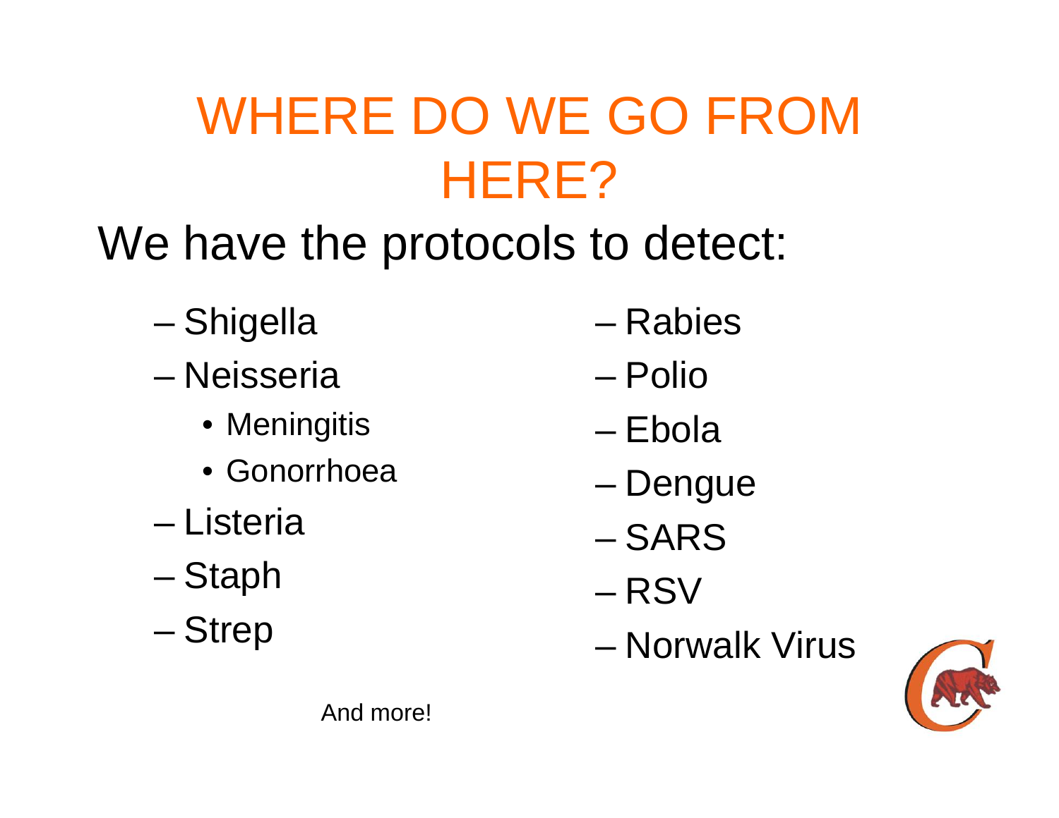# WHERE DO WE GO FROM HERE?

We have the protocols to detect:

- Shigella
- Neisseria
  - Meningitis
  - Gonorrhoea
- Listeria
- Staph
- Strep
- Rabies
- Polio
- Ebola
- Dengue
- SARS
- RSV
- Norwalk Virus

And more!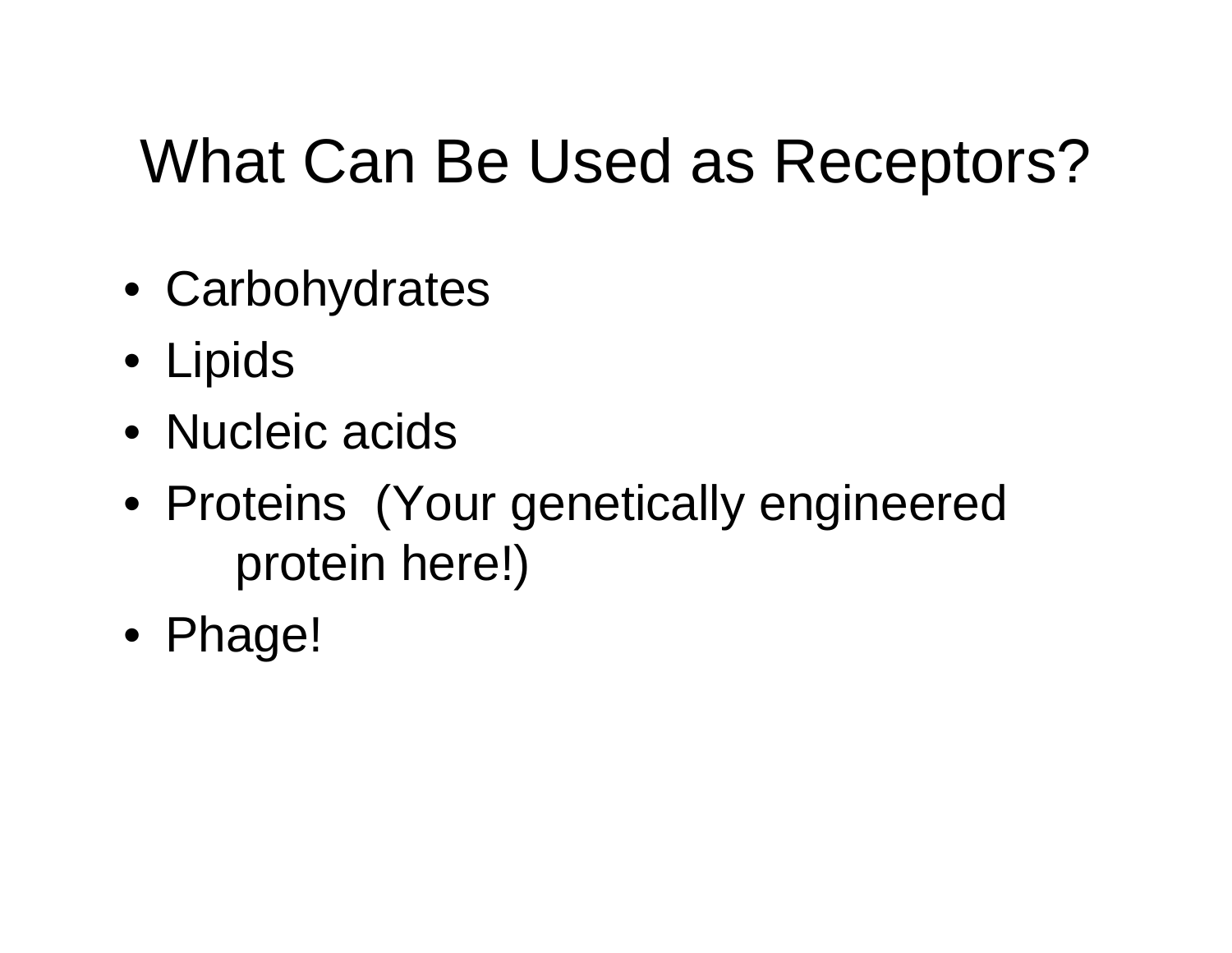# What Can Be Used as Receptors?

- Carbohydrates
- Lipids
- Nucleic acids
- Proteins (Your genetically engineered protein here!)
- Phage!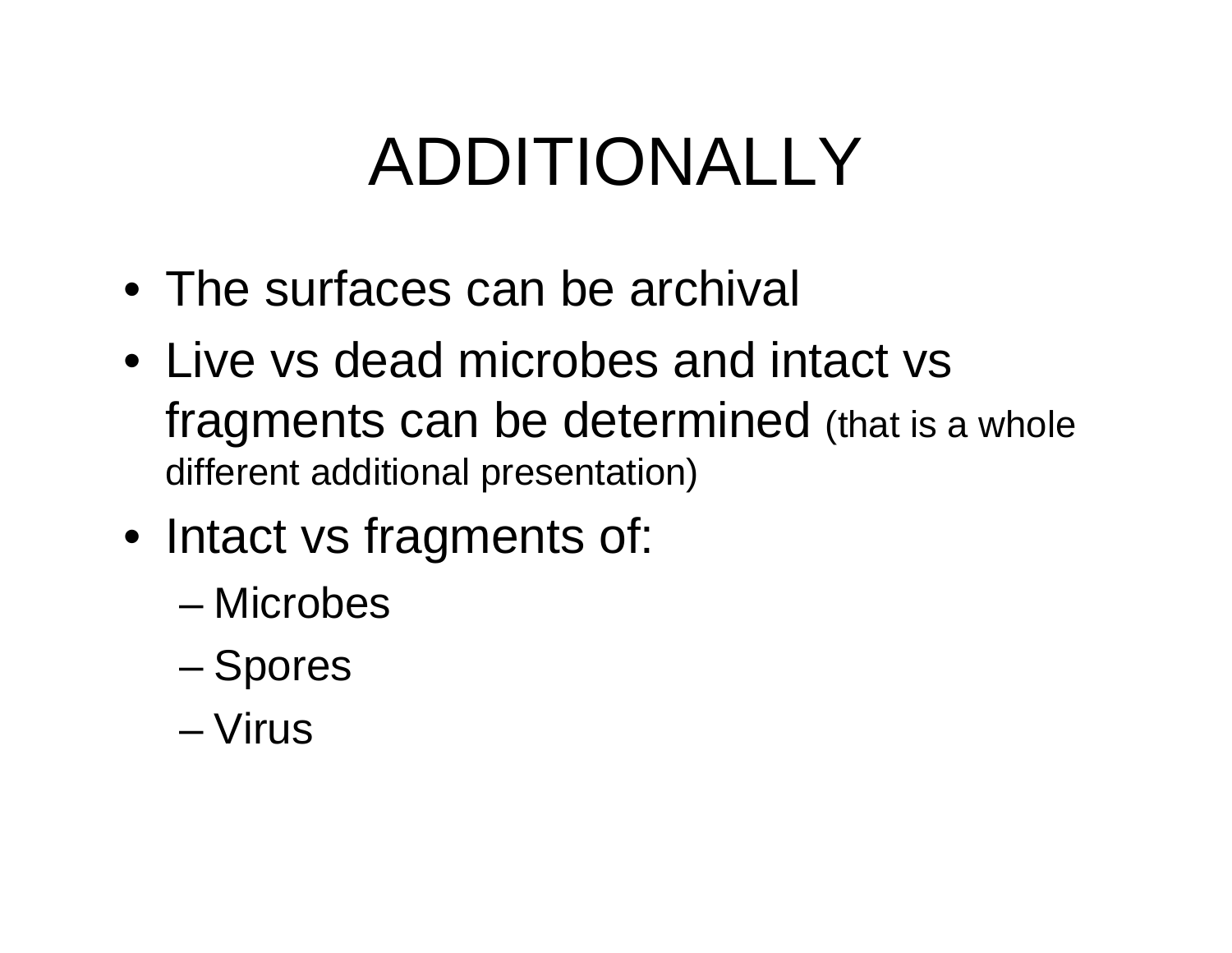# ADDITIONALLY

- The surfaces can be archival
- Live vs dead microbes and intact vs fragments can be determined (that is a whole different additional presentation)
- Intact vs fragments of:
  - Microbes
  - Spores
  - Virus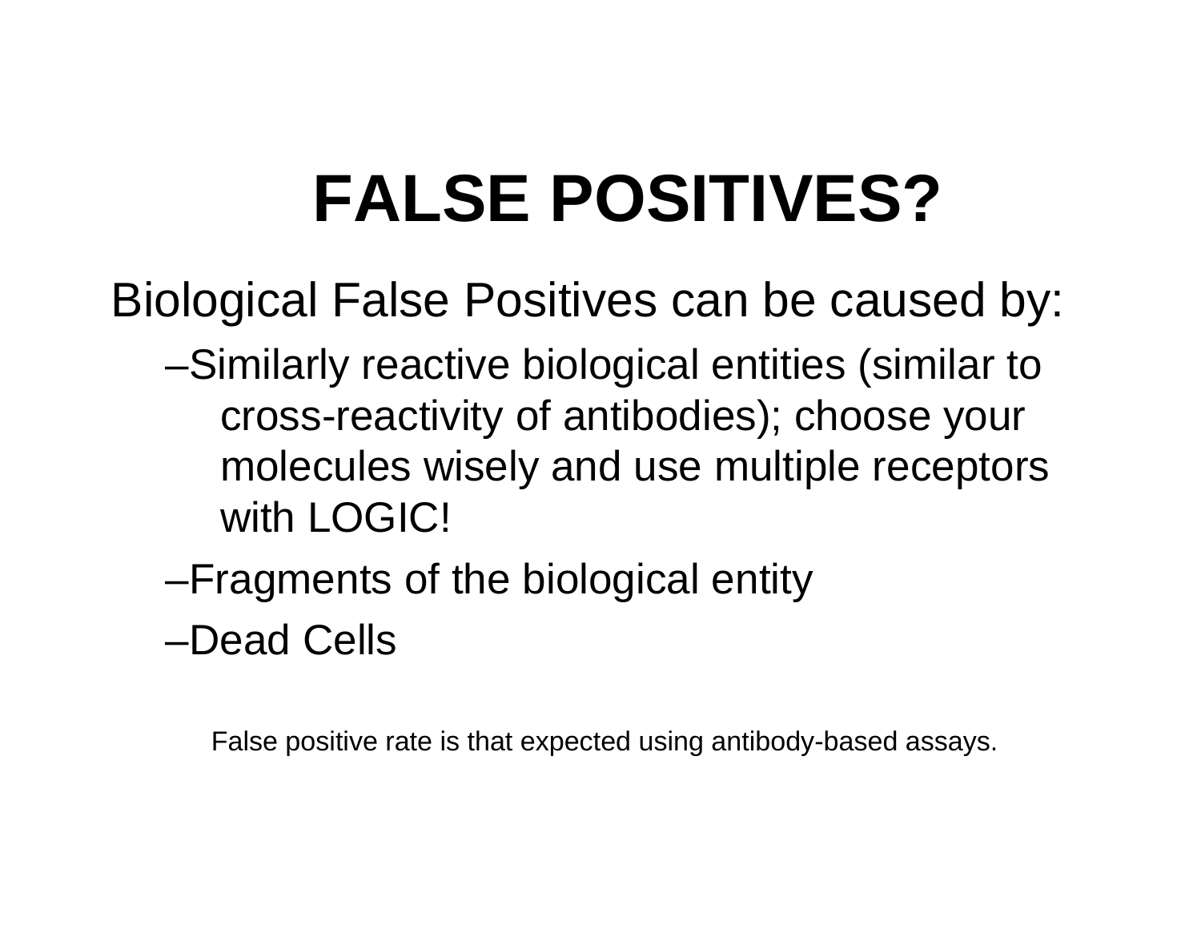# FALSE POSITIVES?

Biological False Positives can be caused by:

- –Similarly reactive biological entities (similar to cross-reactivity of antibodies); choose your molecules wisely and use multiple receptors with LOGIC!
- –Fragments of the biological entity
- –Dead Cells

False positive rate is that expected using antibody-based assays.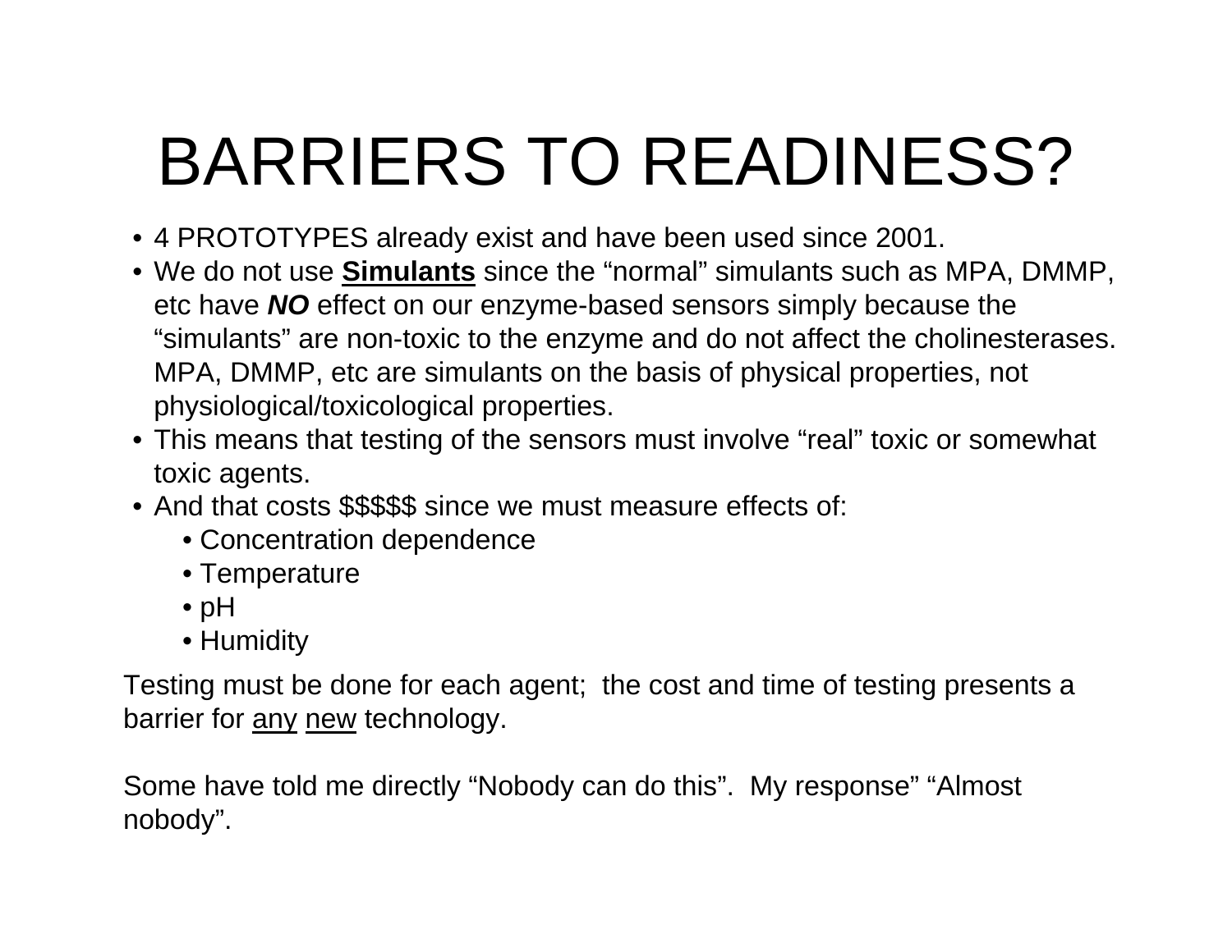# BARRIERS TO READINESS?

- 4 PROTOTYPES already exist and have been used since 2001.
- We do not use **<u>Simulants</u>** since the “normal” simulants such as MPA, DMMP, etc have ***NO*** effect on our enzyme-based sensors simply because the “simulants” are non-toxic to the enzyme and do not affect the cholinesterases. MPA, DMMP, etc are simulants on the basis of physical properties, not physiological/toxicological properties.
- This means that testing of the sensors must involve “real” toxic or somewhat toxic agents.
- And that costs $$$$$ since we must measure effects of:
  - Concentration dependence
  - Temperature
  - pH
  - Humidity

Testing must be done for each agent; the cost and time of testing presents a barrier for <u>any</u> <u>new</u> technology.

Some have told me directly “Nobody can do this”. My response” “Almost nobody”.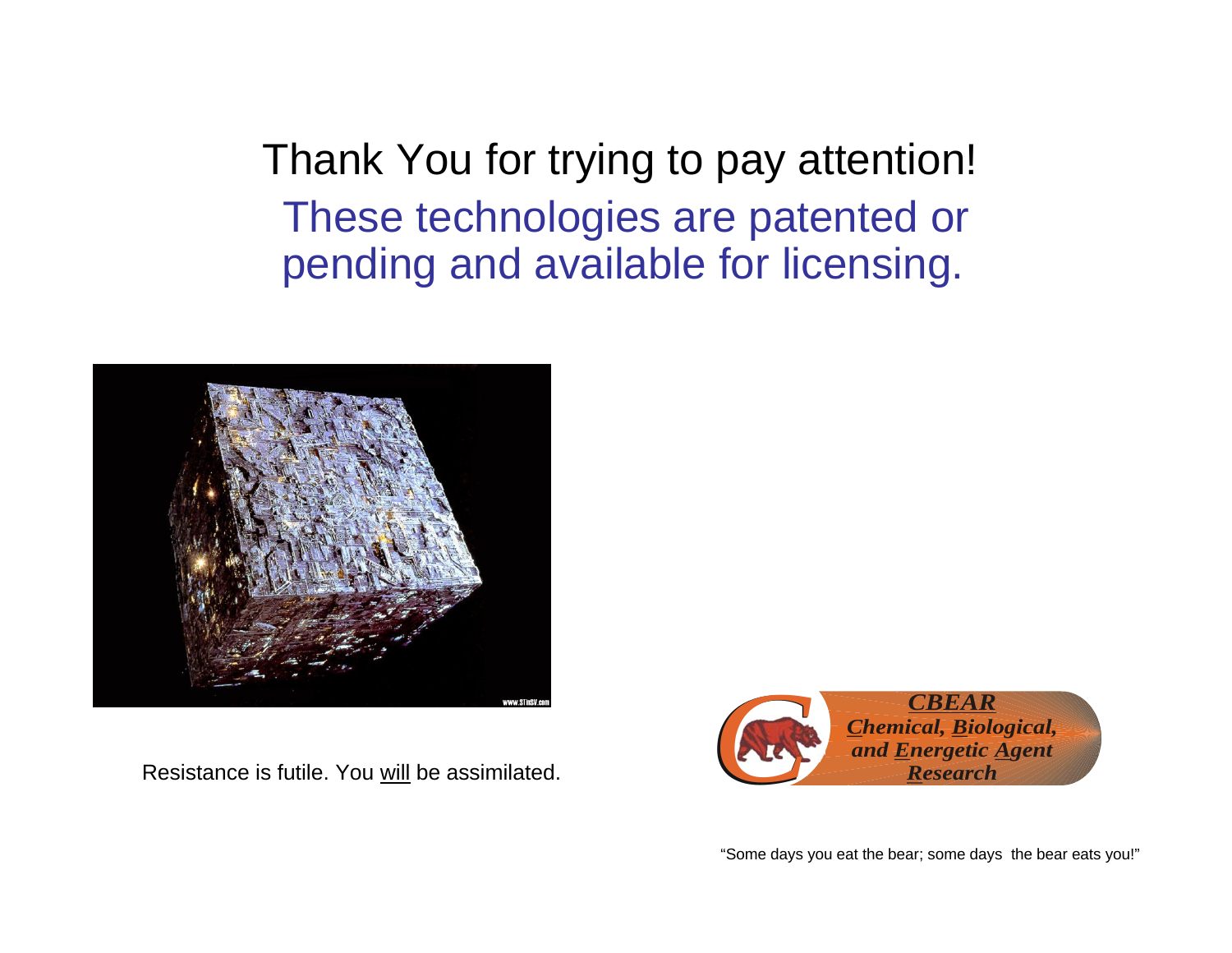Thank You for trying to pay attention!

These technologies are patented or pending and available for licensing.

Resistance is futile. You will be assimilated.

***CBEAR***
***Chemical, Biological, and Energetic Agent Research***

"Some days you eat the bear; some days the bear eats you!"